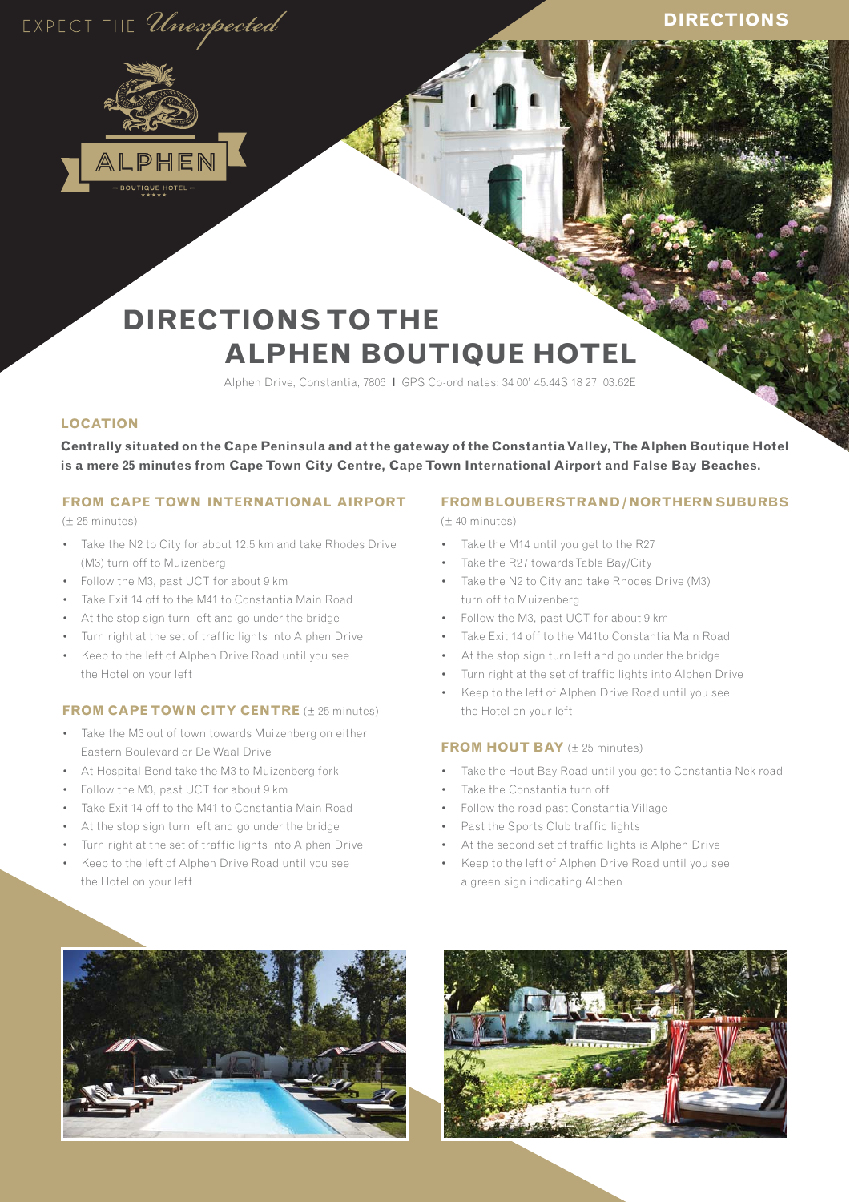EXPECT THE *Unexpected*

ALPHEN

BOUTIQUE HOTEL

# DIRECTIONS

# DIRECTIONS TO THE ALPHEN BOUTIQUE HOTEL

Alphen Drive, Constantia, 7806 I GPS Co-ordinates: 34 00' 45.44S 18 27' 03.62E

## LOCATION

**Centrally situated on the Cape Peninsula and at the gateway of the Constantia Valley, The Alphen Boutique Hotel is a mere 25 minutes from Cape Town City Centre, Cape Town International Airport and False Bay Beaches.**

### FROM CAPE TOWN INTERNATIONAL AIRPORT

(± 25 minutes)

- Take the N2 to City for about 12.5 km and take Rhodes Drive (M3) turn off to Muizenberg
- Follow the M3, past UCT for about 9 km
- Take Exit 14 off to the M41 to Constantia Main Road
- At the stop sign turn left and go under the bridge
- Turn right at the set of traffic lights into Alphen Drive
- Keep to the left of Alphen Drive Road until you see the Hotel on your left

### FROM CAPE TOWN CITY CENTRE (± 25 minutes)

- Take the M3 out of town towards Muizenberg on either Eastern Boulevard or De Waal Drive
- At Hospital Bend take the M3 to Muizenberg fork
- Follow the M3, past UCT for about 9 km
- Take Exit 14 off to the M41 to Constantia Main Road
- At the stop sign turn left and go under the bridge
- Turn right at the set of traffic lights into Alphen Drive
- Keep to the left of Alphen Drive Road until you see the Hotel on your left

### FROM BLOUBERSTRAND / NORTHERN SUBURBS

(± 40 minutes)

- Take the M14 until you get to the R27
- Take the R27 towards Table Bay/City
- Take the N2 to City and take Rhodes Drive (M3) turn off to Muizenberg
- Follow the M3, past UCT for about 9 km
- Take Exit 14 off to the M41to Constantia Main Road
- At the stop sign turn left and go under the bridge
- Turn right at the set of traffic lights into Alphen Drive
- Keep to the left of Alphen Drive Road until you see the Hotel on your left

### FROM HOUT BAY (± 25 minutes)

- Take the Hout Bay Road until you get to Constantia Nek road
- Take the Constantia turn off
- Follow the road past Constantia Village
- Past the Sports Club traffic lights
- At the second set of traffic lights is Alphen Drive
- Keep to the left of Alphen Drive Road until you see a green sign indicating Alphen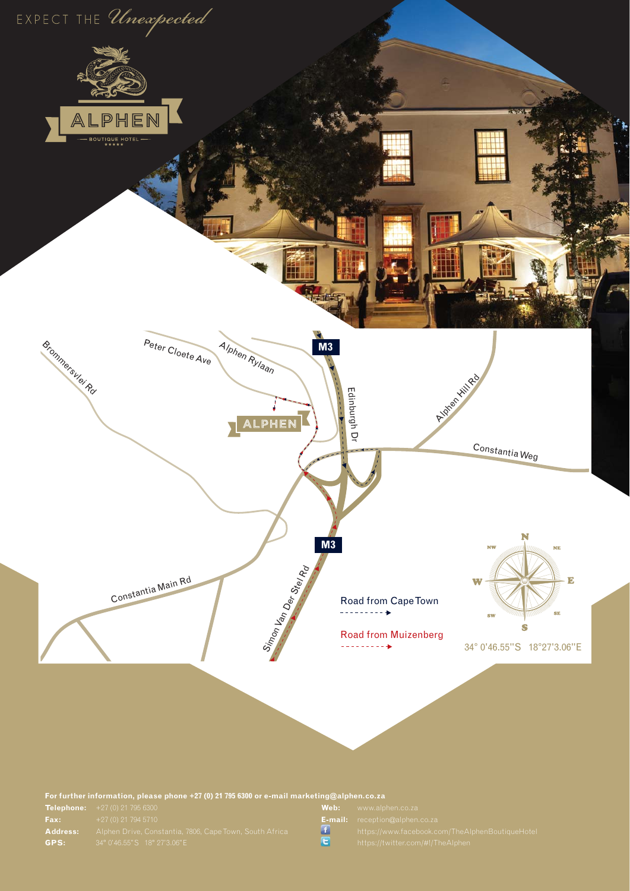EXPECT THE *Unexpected*

ALPHEN

BOUTIQUE HOTEL

Brommersvlei Rd

Peter Cloete Ave

Alphen Rylaan

M3

Edinburgh Dr

Alphen Hill Rd

ALPHEN

Constantia Weg

M3

Constantia Main Rd

Simon Van Der Stel Rd

Road from Cape Town

Road from Muizenberg

N

NE

E

SE

S

SW

W

NW

34° 0'46.55"S 18°27'3.06"E

**For further information, please phone +27 (0) 21 795 6300 or e-mail marketing@alphen.co.za**

**Telephone:** +27 (0) 21 795 6300

**Fax:** +27 (0) 21 794 5710

**Address:** Alphen Drive, Constantia, 7806, Cape Town, South Africa

**GPS:** 34° 0'46.55"S 18° 27'3.06"E

**Web:** www.alphen.co.za

**E-mail:** reception@alphen.co.za

https://www.facebook.com/TheAlphenBoutiqueHotel

https://twitter.com/#!/TheAlphen